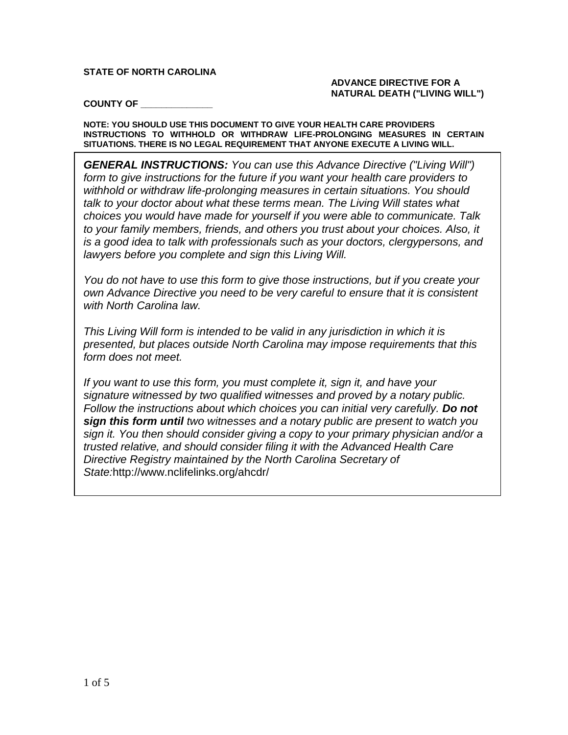**STATE OF NORTH CAROLINA**

**ADVANCE DIRECTIVE FOR A NATURAL DEATH ("LIVING WILL")**

**COUNTY OF ______________**

**NOTE: YOU SHOULD USE THIS DOCUMENT TO GIVE YOUR HEALTH CARE PROVIDERS INSTRUCTIONS TO WITHHOLD OR WITHDRAW LIFE-PROLONGING MEASURES IN CERTAIN SITUATIONS. THERE IS NO LEGAL REQUIREMENT THAT ANYONE EXECUTE A LIVING WILL.**

***GENERAL INSTRUCTIONS:*** *You can use this Advance Directive ("Living Will") form to give instructions for the future if you want your health care providers to withhold or withdraw life-prolonging measures in certain situations. You should talk to your doctor about what these terms mean. The Living Will states what choices you would have made for yourself if you were able to communicate. Talk to your family members, friends, and others you trust about your choices. Also, it is a good idea to talk with professionals such as your doctors, clergypersons, and lawyers before you complete and sign this Living Will.*

*You do not have to use this form to give those instructions, but if you create your own Advance Directive you need to be very careful to ensure that it is consistent with North Carolina law.*

*This Living Will form is intended to be valid in any jurisdiction in which it is presented, but places outside North Carolina may impose requirements that this form does not meet.*

*If you want to use this form, you must complete it, sign it, and have your signature witnessed by two qualified witnesses and proved by a notary public. Follow the instructions about which choices you can initial very carefully.* ***Do not sign this form until*** *two witnesses and a notary public are present to watch you sign it. You then should consider giving a copy to your primary physician and/or a trusted relative, and should consider filing it with the Advanced Health Care Directive Registry maintained by the North Carolina Secretary of State:*http://www.nclifelinks.org/ahcdr/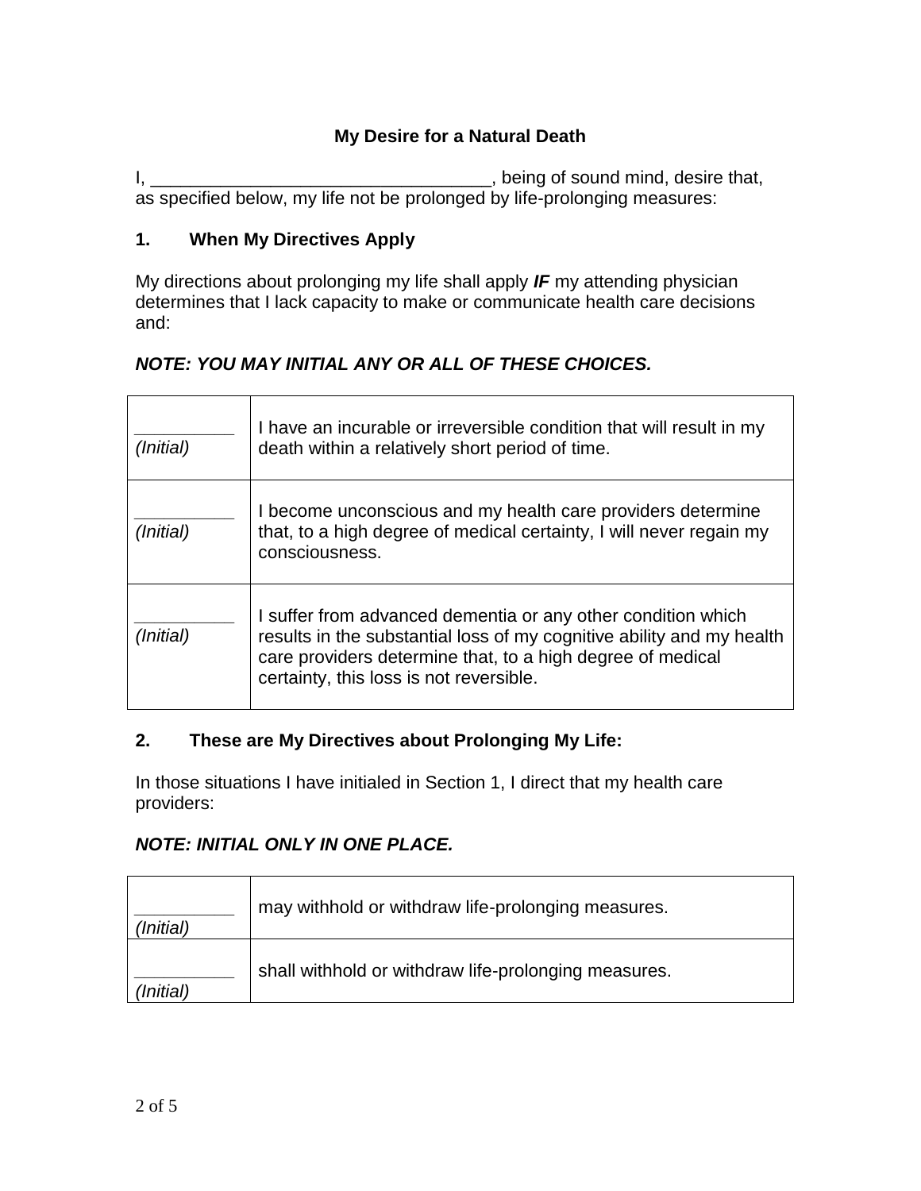## My Desire for a Natural Death

I, ___________________________________, being of sound mind, desire that, as specified below, my life not be prolonged by life-prolonging measures:

### 1. When My Directives Apply

My directions about prolonging my life shall apply ***IF*** my attending physician determines that I lack capacity to make or communicate health care decisions and:

***NOTE: YOU MAY INITIAL ANY OR ALL OF THESE CHOICES.***

| | |
|---|---|
| __________ *(Initial)* | I have an incurable or irreversible condition that will result in my death within a relatively short period of time. |
| __________ *(Initial)* | I become unconscious and my health care providers determine that, to a high degree of medical certainty, I will never regain my consciousness. |
| __________ *(Initial)* | I suffer from advanced dementia or any other condition which results in the substantial loss of my cognitive ability and my health care providers determine that, to a high degree of medical certainty, this loss is not reversible. |

### 2. These are My Directives about Prolonging My Life:

In those situations I have initialed in Section 1, I direct that my health care providers:

***NOTE: INITIAL ONLY IN ONE PLACE.***

| | |
|---|---|
| __________ *(Initial)* | may withhold or withdraw life-prolonging measures. |
| __________ *(Initial)* | shall withhold or withdraw life-prolonging measures. |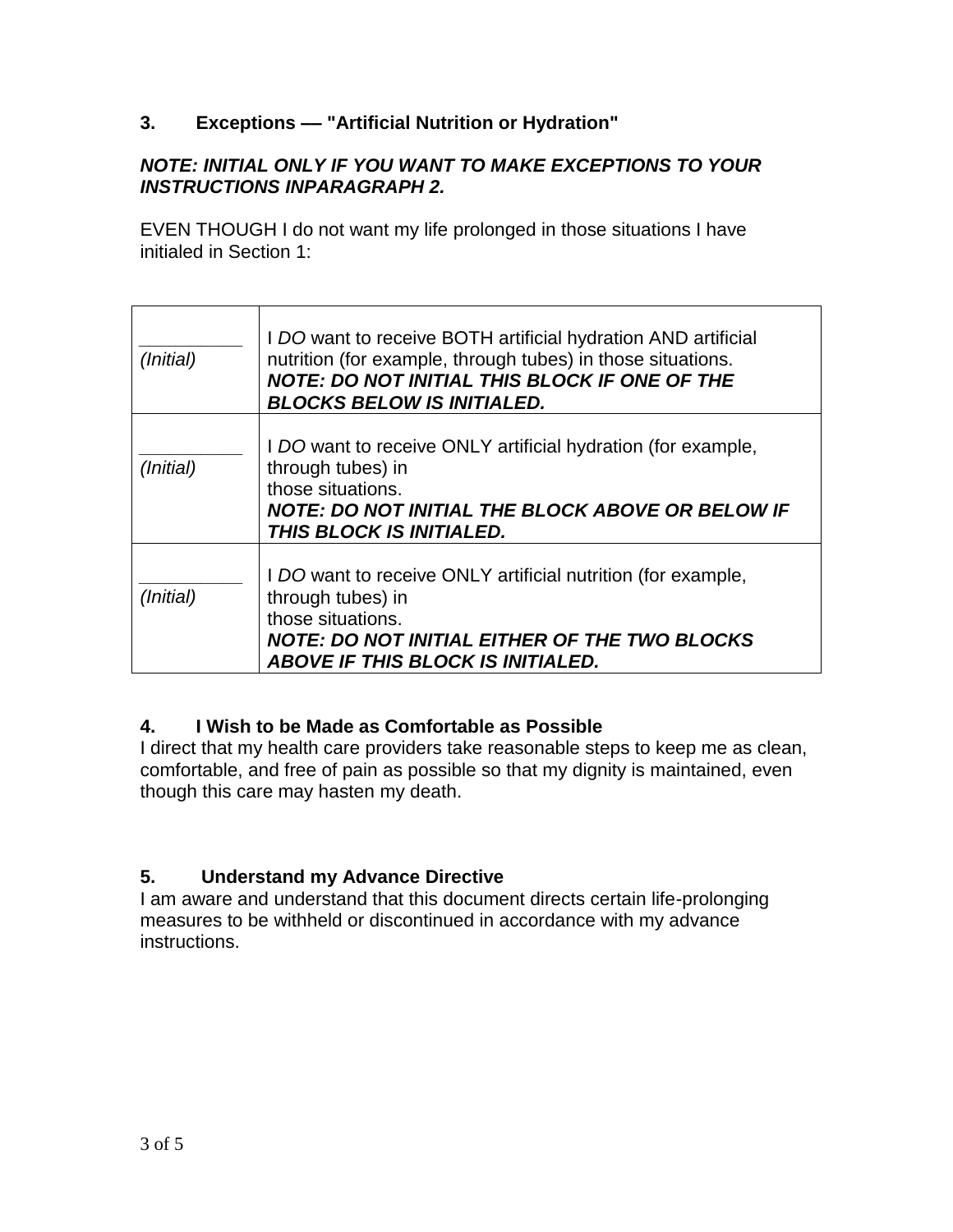### 3. Exceptions — "Artificial Nutrition or Hydration"

***NOTE: INITIAL ONLY IF YOU WANT TO MAKE EXCEPTIONS TO YOUR INSTRUCTIONS INPARAGRAPH 2.***

EVEN THOUGH I do not want my life prolonged in those situations I have initialed in Section 1:

| | |
|---|---|
| __________ *(Initial)* | I *DO* want to receive BOTH artificial hydration AND artificial nutrition (for example, through tubes) in those situations. ***NOTE: DO NOT INITIAL THIS BLOCK IF ONE OF THE BLOCKS BELOW IS INITIALED.*** |
| __________ *(Initial)* | I *DO* want to receive ONLY artificial hydration (for example, through tubes) in those situations. ***NOTE: DO NOT INITIAL THE BLOCK ABOVE OR BELOW IF THIS BLOCK IS INITIALED.*** |
| __________ *(Initial)* | I *DO* want to receive ONLY artificial nutrition (for example, through tubes) in those situations. ***NOTE: DO NOT INITIAL EITHER OF THE TWO BLOCKS ABOVE IF THIS BLOCK IS INITIALED.*** |

### 4. I Wish to be Made as Comfortable as Possible

I direct that my health care providers take reasonable steps to keep me as clean, comfortable, and free of pain as possible so that my dignity is maintained, even though this care may hasten my death.

### 5. Understand my Advance Directive

I am aware and understand that this document directs certain life-prolonging measures to be withheld or discontinued in accordance with my advance instructions.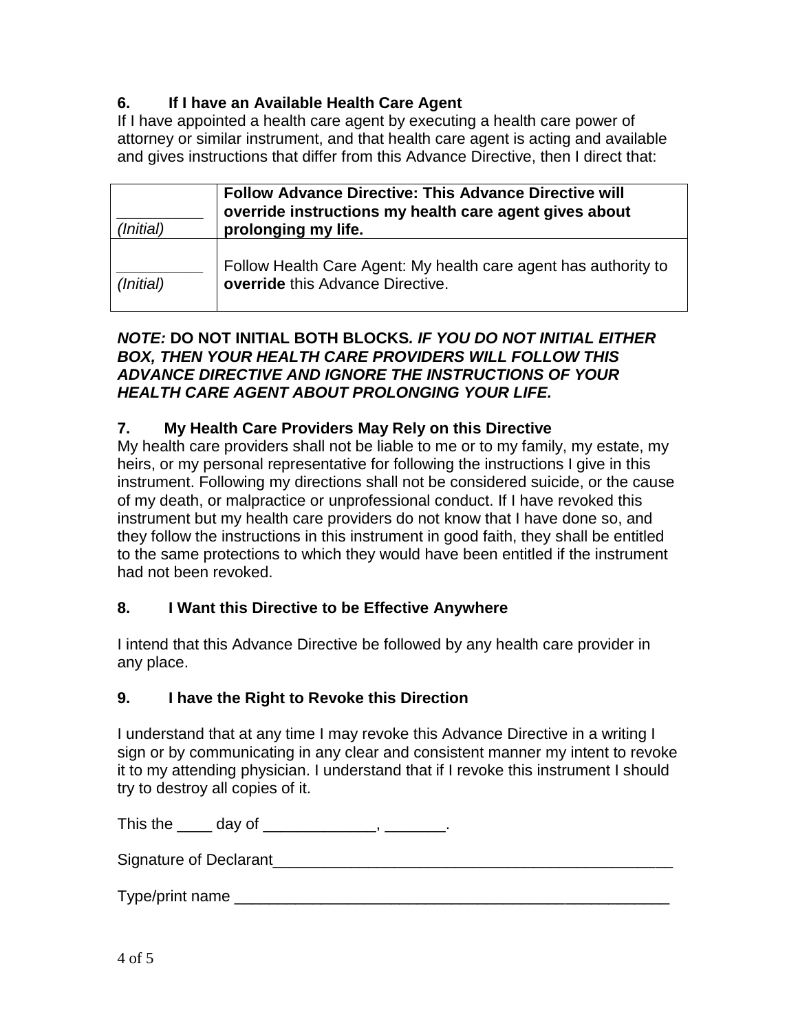### 6. If I have an Available Health Care Agent

If I have appointed a health care agent by executing a health care power of attorney or similar instrument, and that health care agent is acting and available and gives instructions that differ from this Advance Directive, then I direct that:

| | |
|---|---|
| _________ *(Initial)* | **Follow Advance Directive: This Advance Directive will override instructions my health care agent gives about prolonging my life.** |
| _________ *(Initial)* | Follow Health Care Agent: My health care agent has authority to **override** this Advance Directive. |

***NOTE:* DO NOT INITIAL BOTH BLOCKS*. IF YOU DO NOT INITIAL EITHER BOX, THEN YOUR HEALTH CARE PROVIDERS WILL FOLLOW THIS ADVANCE DIRECTIVE AND IGNORE THE INSTRUCTIONS OF YOUR HEALTH CARE AGENT ABOUT PROLONGING YOUR LIFE.***

### 7. My Health Care Providers May Rely on this Directive

My health care providers shall not be liable to me or to my family, my estate, my heirs, or my personal representative for following the instructions I give in this instrument. Following my directions shall not be considered suicide, or the cause of my death, or malpractice or unprofessional conduct. If I have revoked this instrument but my health care providers do not know that I have done so, and they follow the instructions in this instrument in good faith, they shall be entitled to the same protections to which they would have been entitled if the instrument had not been revoked.

### 8. I Want this Directive to be Effective Anywhere

I intend that this Advance Directive be followed by any health care provider in any place.

### 9. I have the Right to Revoke this Direction

I understand that at any time I may revoke this Advance Directive in a writing I sign or by communicating in any clear and consistent manner my intent to revoke it to my attending physician. I understand that if I revoke this instrument I should try to destroy all copies of it.

This the ____ day of _____________, _______.

Signature of Declarant_______________________________________________

Type/print name ___________________________________________________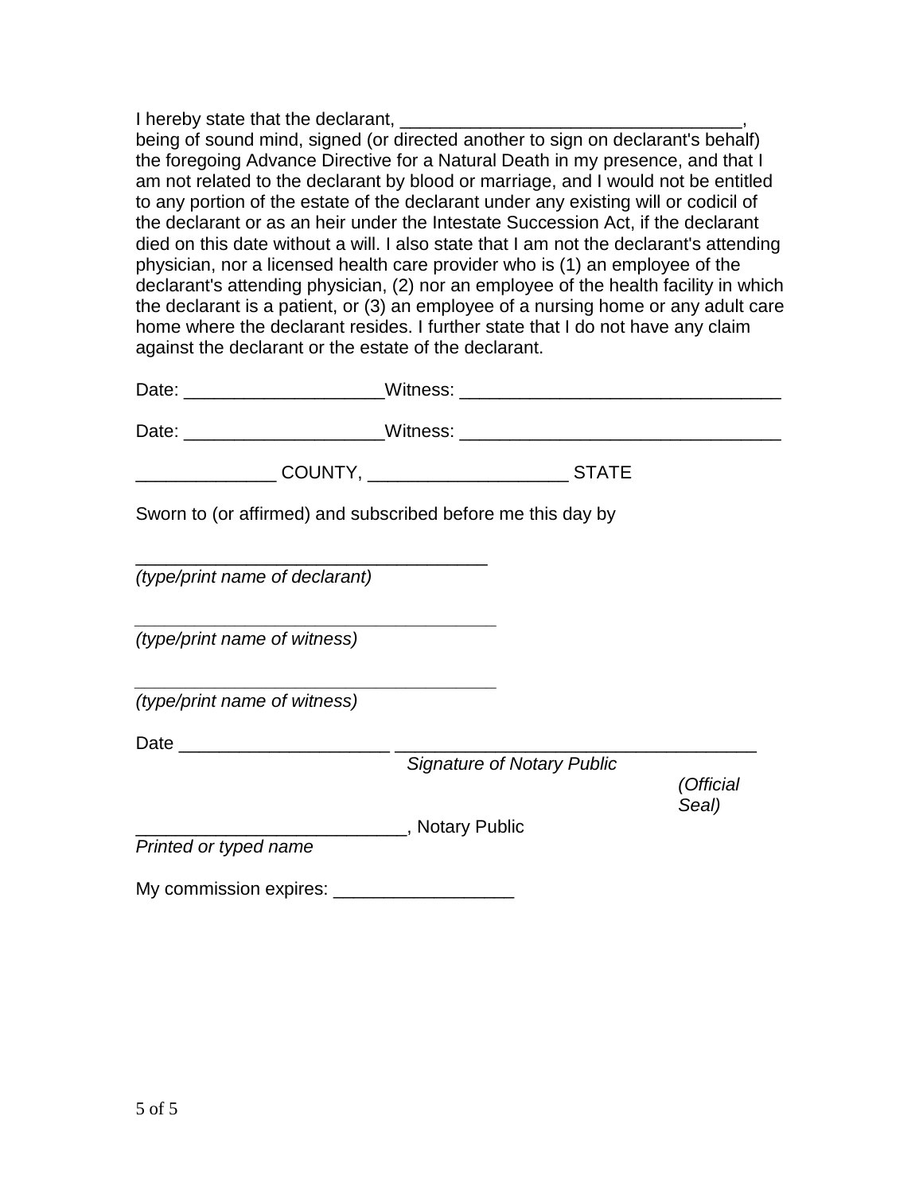I hereby state that the declarant, __________________________________, being of sound mind, signed (or directed another to sign on declarant's behalf) the foregoing Advance Directive for a Natural Death in my presence, and that I am not related to the declarant by blood or marriage, and I would not be entitled to any portion of the estate of the declarant under any existing will or codicil of the declarant or as an heir under the Intestate Succession Act, if the declarant died on this date without a will. I also state that I am not the declarant's attending physician, nor a licensed health care provider who is (1) an employee of the declarant's attending physician, (2) nor an employee of the health facility in which the declarant is a patient, or (3) an employee of a nursing home or any adult care home where the declarant resides. I further state that I do not have any claim against the declarant or the estate of the declarant.

Date: ____________________Witness: ________________________________

Date: ____________________Witness: ________________________________

______________ COUNTY, ____________________ STATE

Sworn to (or affirmed) and subscribed before me this day by

__________________________________
*(type/print name of declarant)*

__________________________________
*(type/print name of witness)*

__________________________________
*(type/print name of witness)*

Date _____________________ ___________________________________
*Signature of Notary Public*

*(Official Seal)*

___________________________, Notary Public
*Printed or typed name*

My commission expires: __________________